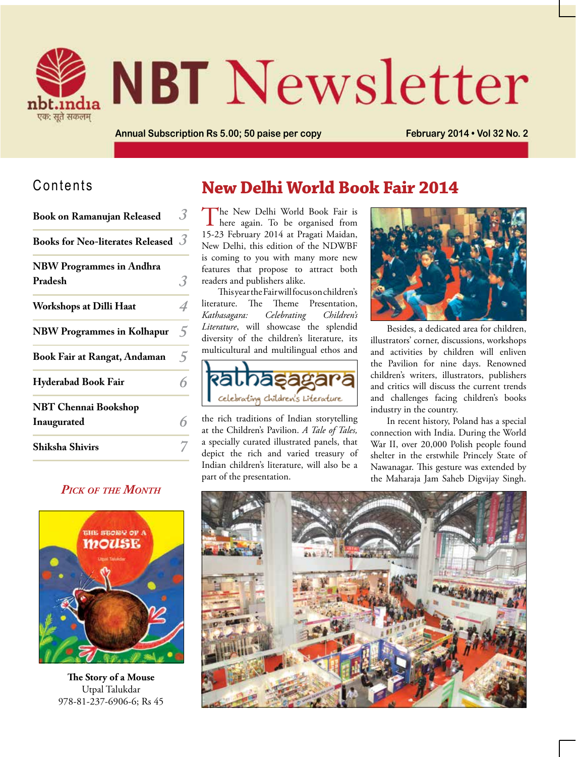# NBT Newsletter

nbt.india
एक: सूते सकलम्

Annual Subscription Rs 5.00; 50 paise per copy

February 2014 • Vol 32 No. 2

## Contents

| | |
|---|---|
| **Book on Ramanujan Released** | 3 |
| **Books for Neo-literates Released** | 3 |
| **NBW Programmes in Andhra Pradesh** | 3 |
| **Workshops at Dilli Haat** | 4 |
| **NBW Programmes in Kolhapur** | 5 |
| **Book Fair at Rangat, Andaman** | 5 |
| **Hyderabad Book Fair** | 6 |
| **NBT Chennai Bookshop Inaugurated** | 6 |
| **Shiksha Shivirs** | 7 |

### *Pick of the Month*

**The Story of a Mouse**
Utpal Talukdar
978-81-237-6906-6; Rs 45

## New Delhi World Book Fair 2014

The New Delhi World Book Fair is here again. To be organised from 15-23 February 2014 at Pragati Maidan, New Delhi, this edition of the NDWBF is coming to you with many more new features that propose to attract both readers and publishers alike.

This year the Fair will focus on children's literature. The Theme Presentation, *Kathasagara: Celebrating Children's Literature*, will showcase the splendid diversity of the children's literature, its multicultural and multilingual ethos and the rich traditions of Indian storytelling at the Children's Pavilion. *A Tale of Tales,* a specially curated illustrated panels, that depict the rich and varied treasury of Indian children's literature, will also be a part of the presentation.

Kathasagara – Celebrating Children's Literature

Besides, a dedicated area for children, illustrators' corner, discussions, workshops and activities by children will enliven the Pavilion for nine days. Renowned children's writers, illustrators, publishers and critics will discuss the current trends and challenges facing children's books industry in the country.

In recent history, Poland has a special connection with India. During the World War II, over 20,000 Polish people found shelter in the erstwhile Princely State of Nawanagar. This gesture was extended by the Maharaja Jam Saheb Digvijay Singh.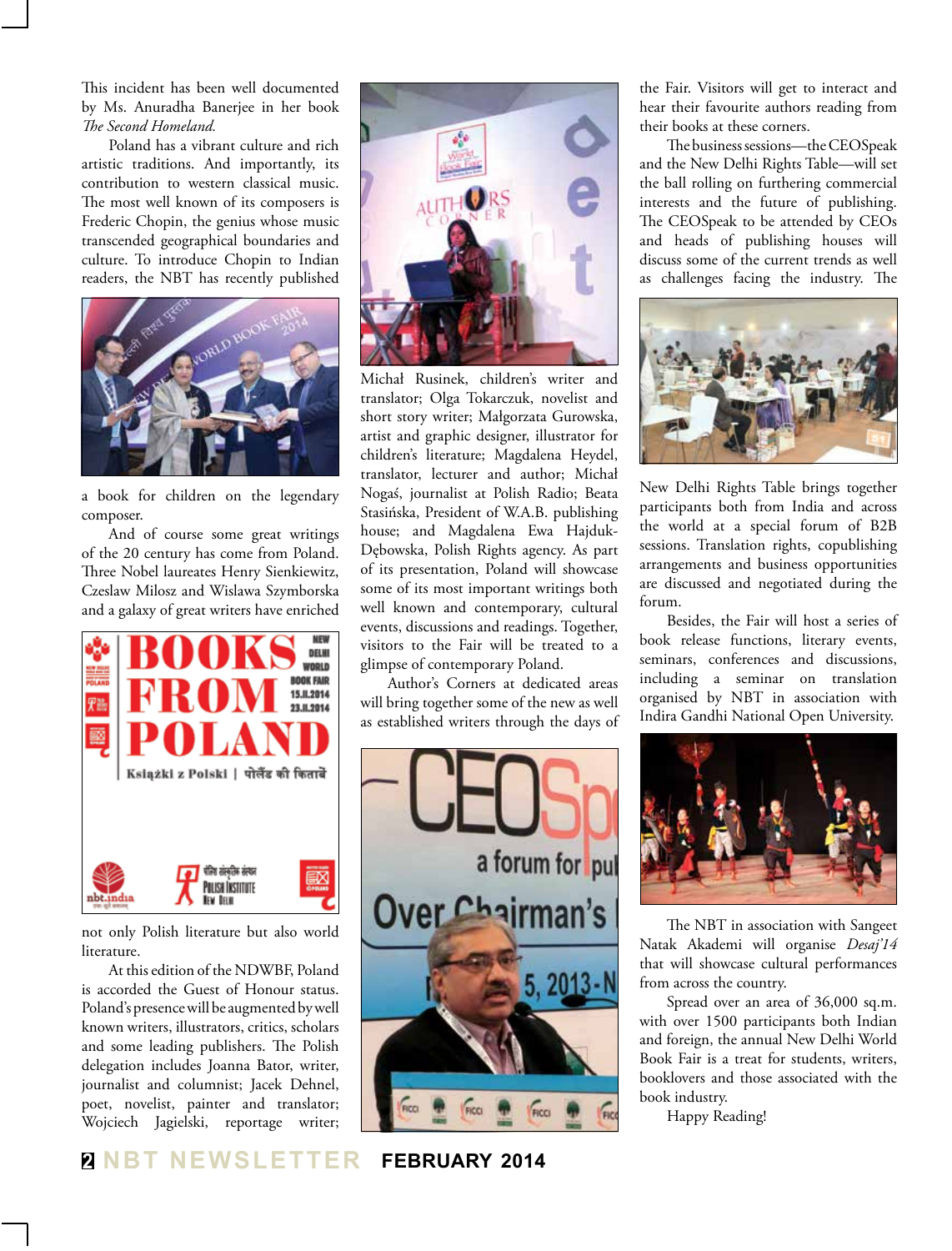This incident has been well documented by Ms. Anuradha Banerjee in her book *The Second Homeland.*

Poland has a vibrant culture and rich artistic traditions. And importantly, its contribution to western classical music. The most well known of its composers is Frederic Chopin, the genius whose music transcended geographical boundaries and culture. To introduce Chopin to Indian readers, the NBT has recently published a book for children on the legendary composer.

And of course some great writings of the 20 century has come from Poland. Three Nobel laureates Henry Sienkiewitz, Czeslaw Milosz and Wislawa Szymborska and a galaxy of great writers have enriched not only Polish literature but also world literature.

At this edition of the NDWBF, Poland is accorded the Guest of Honour status. Poland's presence will be augmented by well known writers, illustrators, critics, scholars and some leading publishers. The Polish delegation includes Joanna Bator, writer, journalist and columnist; Jacek Dehnel, poet, novelist, painter and translator; Wojciech Jagielski, reportage writer; Michał Rusinek, children's writer and translator; Olga Tokarczuk, novelist and short story writer; Małgorzata Gurowska, artist and graphic designer, illustrator for children's literature; Magdalena Heydel, translator, lecturer and author; Michał Nogaś, journalist at Polish Radio; Beata Stasińska, President of W.A.B. publishing house; and Magdalena Ewa Hajduk-Dębowska, Polish Rights agency. As part of its presentation, Poland will showcase some of its most important writings both well known and contemporary, cultural events, discussions and readings. Together, visitors to the Fair will be treated to a glimpse of contemporary Poland.

Author's Corners at dedicated areas will bring together some of the new as well as established writers through the days of the Fair. Visitors will get to interact and hear their favourite authors reading from their books at these corners.

The business sessions—the CEOSpeak and the New Delhi Rights Table—will set the ball rolling on furthering commercial interests and the future of publishing. The CEOSpeak to be attended by CEOs and heads of publishing houses will discuss some of the current trends as well as challenges facing the industry. The New Delhi Rights Table brings together participants both from India and across the world at a special forum of B2B sessions. Translation rights, copublishing arrangements and business opportunities are discussed and negotiated during the forum.

Besides, the Fair will host a series of book release functions, literary events, seminars, conferences and discussions, including a seminar on translation organised by NBT in association with Indira Gandhi National Open University.

The NBT in association with Sangeet Natak Akademi will organise *Desaj'14* that will showcase cultural performances from across the country.

Spread over an area of 36,000 sq.m. with over 1500 participants both Indian and foreign, the annual New Delhi World Book Fair is a treat for students, writers, booklovers and those associated with the book industry.

Happy Reading!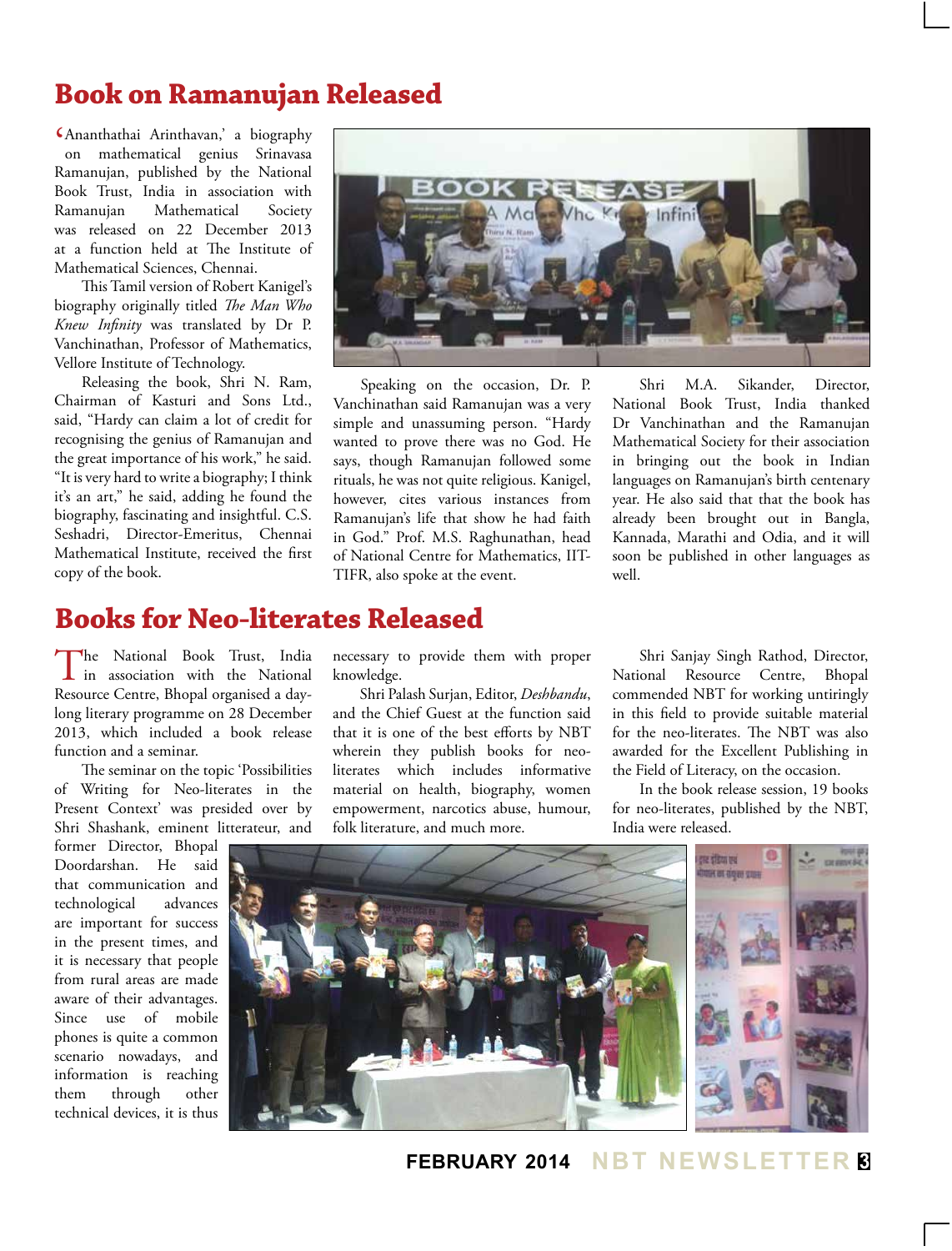# Book on Ramanujan Released

'Ananthathai Arinthavan,' a biography on mathematical genius Srinavasa Ramanujan, published by the National Book Trust, India in association with Ramanujan Mathematical Society was released on 22 December 2013 at a function held at The Institute of Mathematical Sciences, Chennai.

This Tamil version of Robert Kanigel's biography originally titled *The Man Who Knew Infinity* was translated by Dr P. Vanchinathan, Professor of Mathematics, Vellore Institute of Technology.

Releasing the book, Shri N. Ram, Chairman of Kasturi and Sons Ltd., said, "Hardy can claim a lot of credit for recognising the genius of Ramanujan and the great importance of his work," he said. "It is very hard to write a biography; I think it's an art," he said, adding he found the biography, fascinating and insightful. C.S. Seshadri, Director-Emeritus, Chennai Mathematical Institute, received the first copy of the book.

Speaking on the occasion, Dr. P. Vanchinathan said Ramanujan was a very simple and unassuming person. "Hardy wanted to prove there was no God. He says, though Ramanujan followed some rituals, he was not quite religious. Kanigel, however, cites various instances from Ramanujan's life that show he had faith in God." Prof. M.S. Raghunathan, head of National Centre for Mathematics, IIT-TIFR, also spoke at the event.

Shri M.A. Sikander, Director, National Book Trust, India thanked Dr Vanchinathan and the Ramanujan Mathematical Society for their association in bringing out the book in Indian languages on Ramanujan's birth centenary year. He also said that that the book has already been brought out in Bangla, Kannada, Marathi and Odia, and it will soon be published in other languages as well.

# Books for Neo-literates Released

The National Book Trust, India in association with the National Resource Centre, Bhopal organised a day-long literary programme on 28 December 2013, which included a book release function and a seminar.

The seminar on the topic 'Possibilities of Writing for Neo-literates in the Present Context' was presided over by Shri Shashank, eminent litterateur, and former Director, Bhopal Doordarshan. He said that communication and technological advances are important for success in the present times, and it is necessary that people from rural areas are made aware of their advantages. Since use of mobile phones is quite a common scenario nowadays, and information is reaching them through other technical devices, it is thus necessary to provide them with proper knowledge.

Shri Palash Surjan, Editor, *Deshbandu*, and the Chief Guest at the function said that it is one of the best efforts by NBT wherein they publish books for neo-literates which includes informative material on health, biography, women empowerment, narcotics abuse, humour, folk literature, and much more.

Shri Sanjay Singh Rathod, Director, National Resource Centre, Bhopal commended NBT for working untiringly in this field to provide suitable material for the neo-literates. The NBT was also awarded for the Excellent Publishing in the Field of Literacy, on the occasion.

In the book release session, 19 books for neo-literates, published by the NBT, India were released.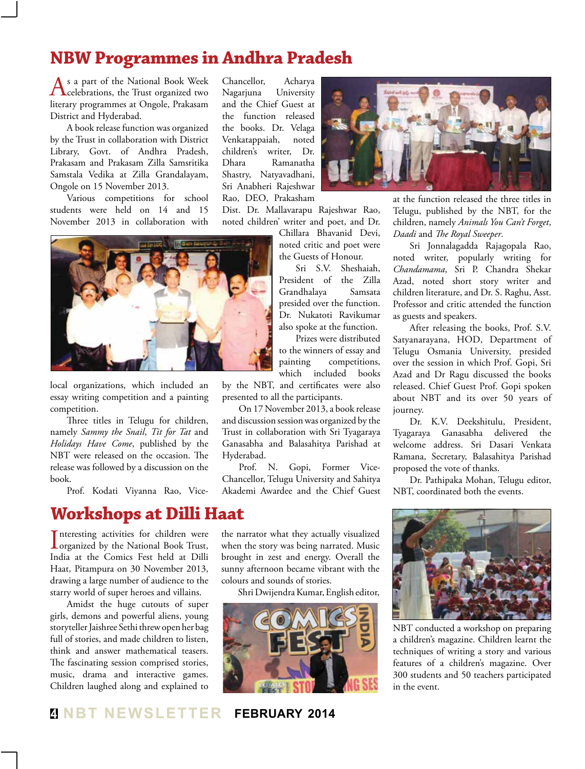## NBW Programmes in Andhra Pradesh

As a part of the National Book Week celebrations, the Trust organized two literary programmes at Ongole, Prakasam District and Hyderabad.

A book release function was organized by the Trust in collaboration with District Library, Govt. of Andhra Pradesh, Prakasam and Prakasam Zilla Samsritika Samstala Vedika at Zilla Grandalayam, Ongole on 15 November 2013.

Various competitions for school students were held on 14 and 15 November 2013 in collaboration with local organizations, which included an essay writing competition and a painting competition.

Three titles in Telugu for children, namely *Sammy the Snail*, *Tit for Tat* and *Holidays Have Come*, published by the NBT were released on the occasion. The release was followed by a discussion on the book.

Prof. Kodati Viyanna Rao, Vice-Chancellor, Acharya Nagarjuna University and the Chief Guest at the function released the books. Dr. Velaga Venkatappaiah, noted children's writer, Dr. Dhara Ramanatha Shastry, Natyavadhani, Sri Anabheri Rajeshwar Rao, DEO, Prakasham Dist. Dr. Mallavarapu Rajeshwar Rao, noted children' writer and poet, and Dr. Chillara Bhavanid Devi, noted critic and poet were the Guests of Honour.

Sri S.V. Sheshaiah, President of the Zilla Grandhalaya Samsata presided over the function. Dr. Nukatoti Ravikumar also spoke at the function.

Prizes were distributed to the winners of essay and painting competitions, which included books by the NBT, and certificates were also presented to all the participants.

On 17 November 2013, a book release and discussion session was organized by the Trust in collaboration with Sri Tyagaraya Ganasabha and Balasahitya Parishad at Hyderabad.

Prof. N. Gopi, Former Vice-Chancellor, Telugu University and Sahitya Akademi Awardee and the Chief Guest at the function released the three titles in Telugu, published by the NBT, for the children, namely *Animals You Can't Forget*, *Daadi* and *The Royal Sweeper*.

Sri Jonnalagadda Rajagopala Rao, noted writer, popularly writing for *Chandamama*, Sri P. Chandra Shekar Azad, noted short story writer and children literature, and Dr. S. Raghu, Asst. Professor and critic attended the function as guests and speakers.

After releasing the books, Prof. S.V. Satyanarayana, HOD, Department of Telugu Osmania University, presided over the session in which Prof. Gopi, Sri Azad and Dr Ragu discussed the books released. Chief Guest Prof. Gopi spoken about NBT and its over 50 years of journey.

Dr. K.V. Deekshitulu, President, Tyagaraya Ganasabha delivered the welcome address. Sri Dasari Venkata Ramana, Secretary, Balasahitya Parishad proposed the vote of thanks.

Dr. Pathipaka Mohan, Telugu editor, NBT, coordinated both the events.

## Workshops at Dilli Haat

Interesting activities for children were organized by the National Book Trust, India at the Comics Fest held at Dilli Haat, Pitampura on 30 November 2013, drawing a large number of audience to the starry world of super heroes and villains.

Amidst the huge cutouts of super girls, demons and powerful aliens, young storyteller Jaishree Sethi threw open her bag full of stories, and made children to listen, think and answer mathematical teasers. The fascinating session comprised stories, music, drama and interactive games. Children laughed along and explained to the narrator what they actually visualized when the story was being narrated. Music brought in zest and energy. Overall the sunny afternoon became vibrant with the colours and sounds of stories.

Shri Dwijendra Kumar, English editor, NBT conducted a workshop on preparing a children's magazine. Children learnt the techniques of writing a story and various features of a children's magazine. Over 300 students and 50 teachers participated in the event.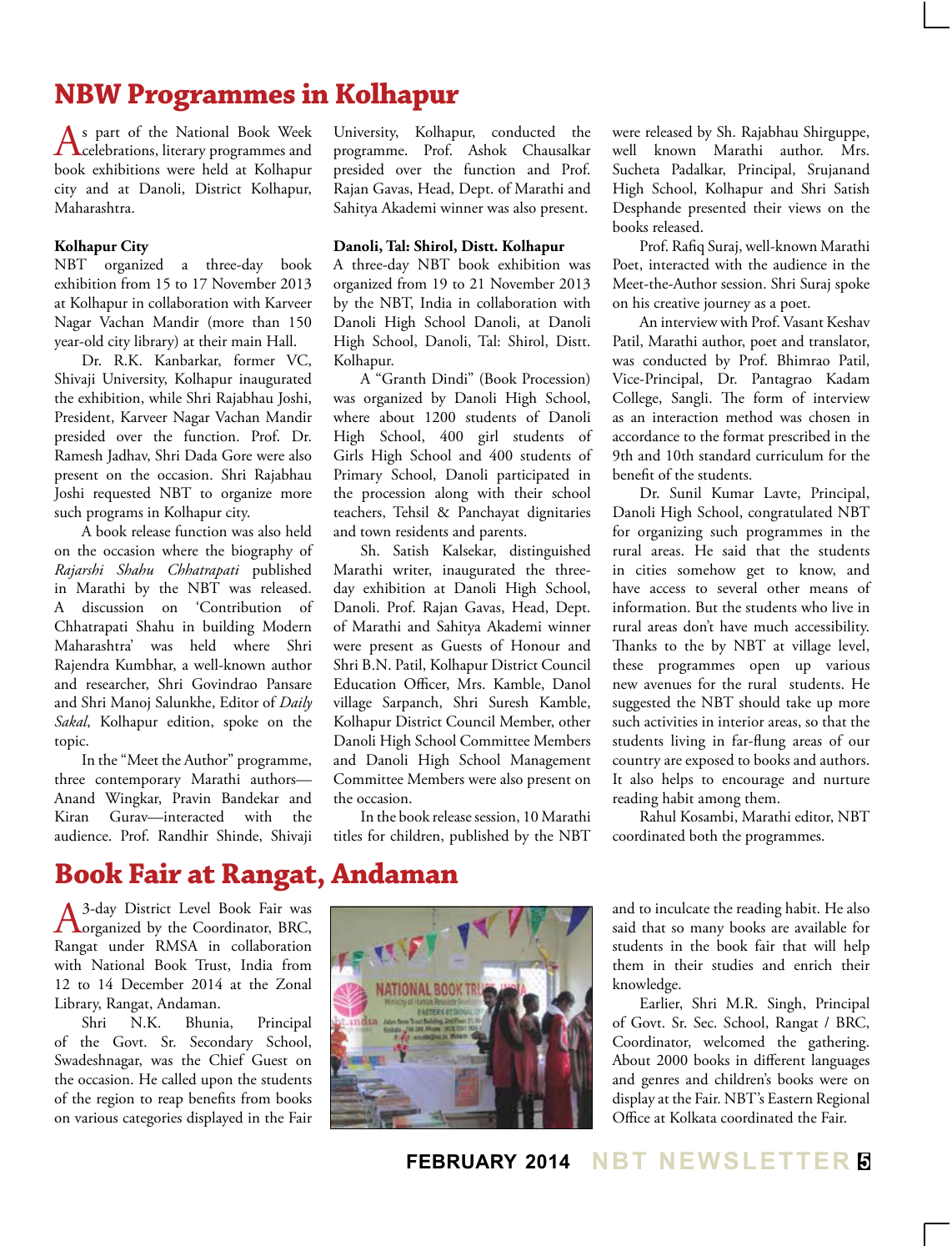# NBW Programmes in Kolhapur

As part of the National Book Week celebrations, literary programmes and book exhibitions were held at Kolhapur city and at Danoli, District Kolhapur, Maharashtra.

**Kolhapur City**

NBT organized a three-day book exhibition from 15 to 17 November 2013 at Kolhapur in collaboration with Karveer Nagar Vachan Mandir (more than 150 year-old city library) at their main Hall.

Dr. R.K. Kanbarkar, former VC, Shivaji University, Kolhapur inaugurated the exhibition, while Shri Rajabhau Joshi, President, Karveer Nagar Vachan Mandir presided over the function. Prof. Dr. Ramesh Jadhav, Shri Dada Gore were also present on the occasion. Shri Rajabhau Joshi requested NBT to organize more such programs in Kolhapur city.

A book release function was also held on the occasion where the biography of *Rajarshi Shahu Chhatrapati* published in Marathi by the NBT was released. A discussion on 'Contribution of Chhatrapati Shahu in building Modern Maharashtra' was held where Shri Rajendra Kumbhar, a well-known author and researcher, Shri Govindrao Pansare and Shri Manoj Salunkhe, Editor of *Daily Sakal*, Kolhapur edition, spoke on the topic.

In the "Meet the Author" programme, three contemporary Marathi authors—Anand Wingkar, Pravin Bandekar and Kiran Gurav—interacted with the audience. Prof. Randhir Shinde, Shivaji University, Kolhapur, conducted the programme. Prof. Ashok Chausalkar presided over the function and Prof. Rajan Gavas, Head, Dept. of Marathi and Sahitya Akademi winner was also present.

**Danoli, Tal: Shirol, Distt. Kolhapur**

A three-day NBT book exhibition was organized from 19 to 21 November 2013 by the NBT, India in collaboration with Danoli High School Danoli, at Danoli High School, Danoli, Tal: Shirol, Distt. Kolhapur.

A "Granth Dindi" (Book Procession) was organized by Danoli High School, where about 1200 students of Danoli High School, 400 girl students of Girls High School and 400 students of Primary School, Danoli participated in the procession along with their school teachers, Tehsil & Panchayat dignitaries and town residents and parents.

Sh. Satish Kalsekar, distinguished Marathi writer, inaugurated the three-day exhibition at Danoli High School, Danoli. Prof. Rajan Gavas, Head, Dept. of Marathi and Sahitya Akademi winner were present as Guests of Honour and Shri B.N. Patil, Kolhapur District Council Education Officer, Mrs. Kamble, Danol village Sarpanch, Shri Suresh Kamble, Kolhapur District Council Member, other Danoli High School Committee Members and Danoli High School Management Committee Members were also present on the occasion.

In the book release session, 10 Marathi titles for children, published by the NBT were released by Sh. Rajabhau Shirguppe, well known Marathi author. Mrs. Sucheta Padalkar, Principal, Srujanand High School, Kolhapur and Shri Satish Desphande presented their views on the books released.

Prof. Rafiq Suraj, well-known Marathi Poet, interacted with the audience in the Meet-the-Author session. Shri Suraj spoke on his creative journey as a poet.

An interview with Prof. Vasant Keshav Patil, Marathi author, poet and translator, was conducted by Prof. Bhimrao Patil, Vice-Principal, Dr. Pantagrao Kadam College, Sangli. The form of interview as an interaction method was chosen in accordance to the format prescribed in the 9th and 10th standard curriculum for the benefit of the students.

Dr. Sunil Kumar Lavte, Principal, Danoli High School, congratulated NBT for organizing such programmes in the rural areas. He said that the students in cities somehow get to know, and have access to several other means of information. But the students who live in rural areas don't have much accessibility. Thanks to the by NBT at village level, these programmes open up various new avenues for the rural students. He suggested the NBT should take up more such activities in interior areas, so that the students living in far-flung areas of our country are exposed to books and authors. It also helps to encourage and nurture reading habit among them.

Rahul Kosambi, Marathi editor, NBT coordinated both the programmes.

# Book Fair at Rangat, Andaman

A 3-day District Level Book Fair was organized by the Coordinator, BRC, Rangat under RMSA in collaboration with National Book Trust, India from 12 to 14 December 2014 at the Zonal Library, Rangat, Andaman.

Shri N.K. Bhunia, Principal of the Govt. Sr. Secondary School, Swadeshnagar, was the Chief Guest on the occasion. He called upon the students of the region to reap benefits from books on various categories displayed in the Fair and to inculcate the reading habit. He also said that so many books are available for students in the book fair that will help them in their studies and enrich their knowledge.

Earlier, Shri M.R. Singh, Principal of Govt. Sr. Sec. School, Rangat / BRC, Coordinator, welcomed the gathering. About 2000 books in different languages and genres and children's books were on display at the Fair. NBT's Eastern Regional Office at Kolkata coordinated the Fair.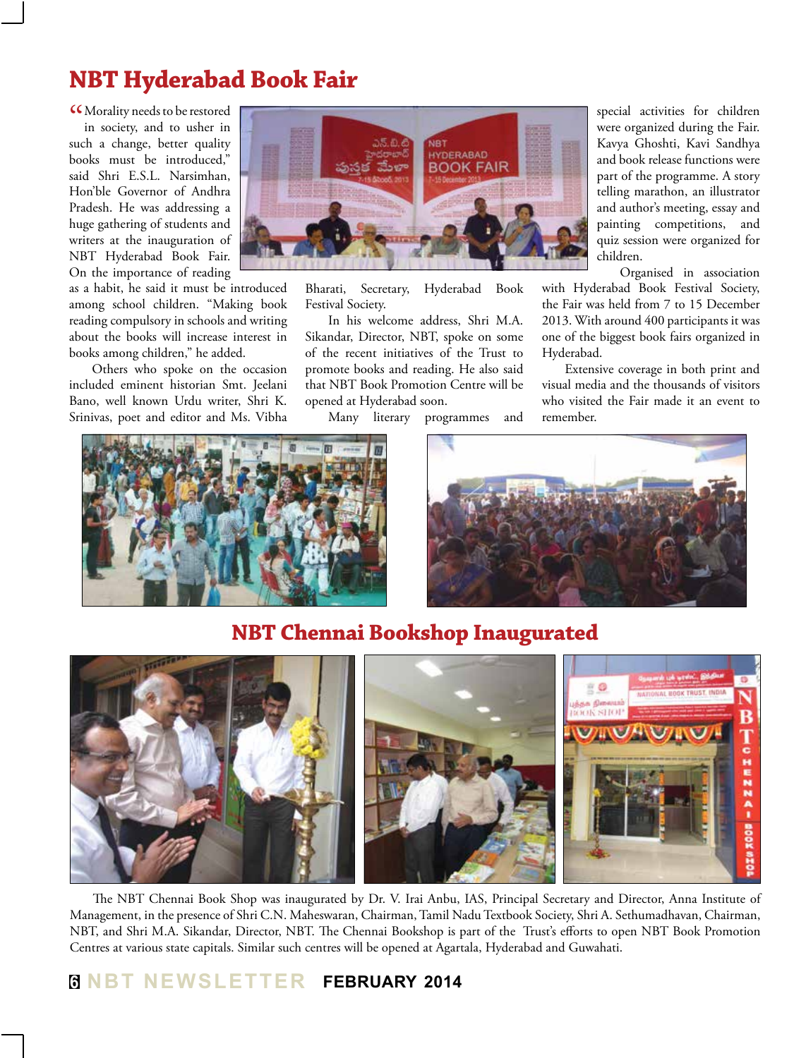# NBT Hyderabad Book Fair

"Morality needs to be restored in society, and to usher in such a change, better quality books must be introduced," said Shri E.S.L. Narsimhan, Hon'ble Governor of Andhra Pradesh. He was addressing a huge gathering of students and writers at the inauguration of NBT Hyderabad Book Fair. On the importance of reading as a habit, he said it must be introduced among school children. "Making book reading compulsory in schools and writing about the books will increase interest in books among children," he added.

Others who spoke on the occasion included eminent historian Smt. Jeelani Bano, well known Urdu writer, Shri K. Srinivas, poet and editor and Ms. Vibha Bharati, Secretary, Hyderabad Book Festival Society.

In his welcome address, Shri M.A. Sikandar, Director, NBT, spoke on some of the recent initiatives of the Trust to promote books and reading. He also said that NBT Book Promotion Centre will be opened at Hyderabad soon.

Many literary programmes and special activities for children were organized during the Fair. Kavya Ghoshti, Kavi Sandhya and book release functions were part of the programme. A story telling marathon, an illustrator and author's meeting, essay and painting competitions, and quiz session were organized for children.

Organised in association with Hyderabad Book Festival Society, the Fair was held from 7 to 15 December 2013. With around 400 participants it was one of the biggest book fairs organized in Hyderabad.

Extensive coverage in both print and visual media and the thousands of visitors who visited the Fair made it an event to remember.

# NBT Chennai Bookshop Inaugurated

The NBT Chennai Book Shop was inaugurated by Dr. V. Irai Anbu, IAS, Principal Secretary and Director, Anna Institute of Management, in the presence of Shri C.N. Maheswaran, Chairman, Tamil Nadu Textbook Society, Shri A. Sethumadhavan, Chairman, NBT, and Shri M.A. Sikandar, Director, NBT. The Chennai Bookshop is part of the Trust's efforts to open NBT Book Promotion Centres at various state capitals. Similar such centres will be opened at Agartala, Hyderabad and Guwahati.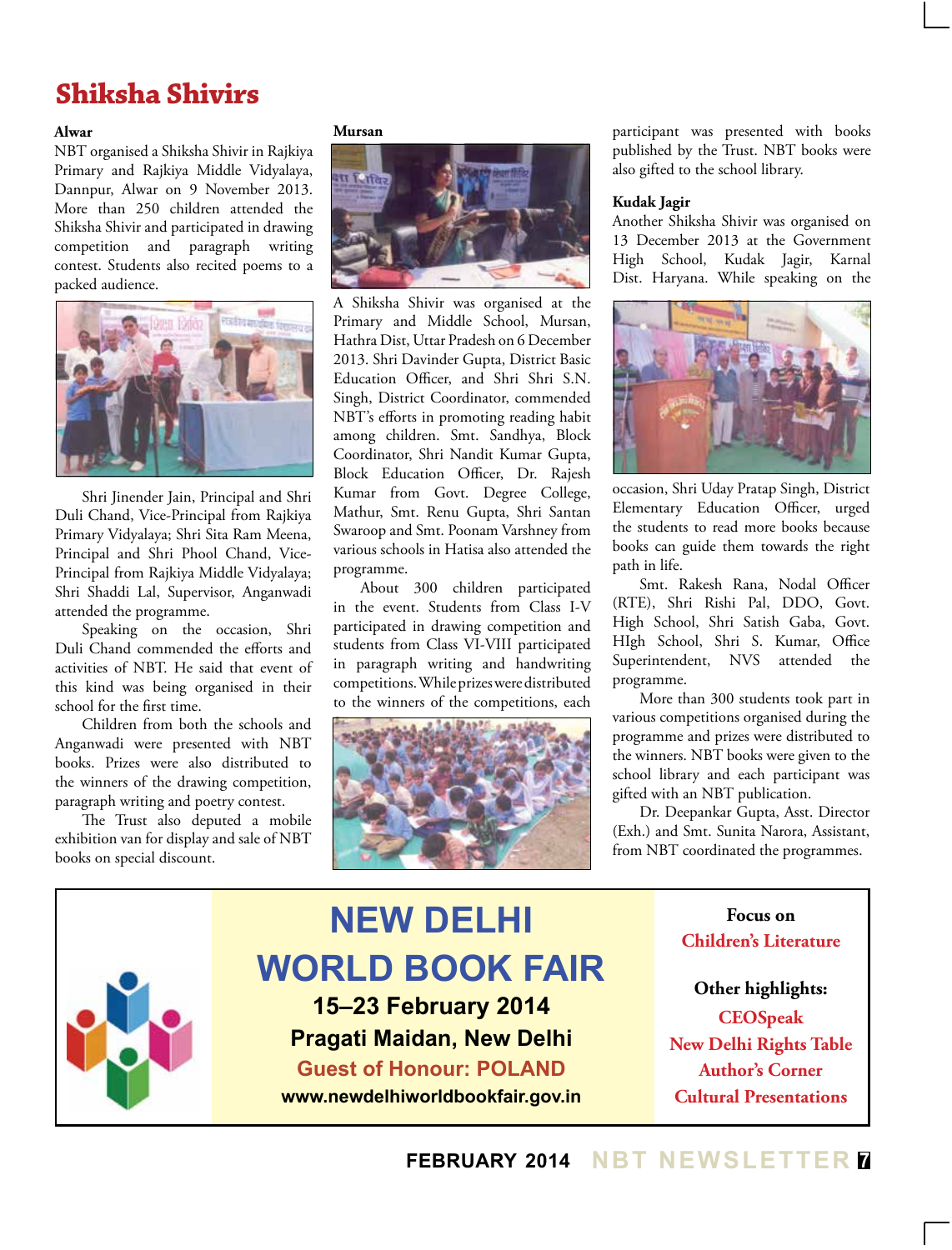# Shiksha Shivirs

**Alwar**

NBT organised a Shiksha Shivir in Rajkiya Primary and Rajkiya Middle Vidyalaya, Dannpur, Alwar on 9 November 2013. More than 250 children attended the Shiksha Shivir and participated in drawing competition and paragraph writing contest. Students also recited poems to a packed audience.

Shri Jinender Jain, Principal and Shri Duli Chand, Vice-Principal from Rajkiya Primary Vidyalaya; Shri Sita Ram Meena, Principal and Shri Phool Chand, Vice-Principal from Rajkiya Middle Vidyalaya; Shri Shaddi Lal, Supervisor, Anganwadi attended the programme.

Speaking on the occasion, Shri Duli Chand commended the efforts and activities of NBT. He said that event of this kind was being organised in their school for the first time.

Children from both the schools and Anganwadi were presented with NBT books. Prizes were also distributed to the winners of the drawing competition, paragraph writing and poetry contest.

The Trust also deputed a mobile exhibition van for display and sale of NBT books on special discount.

**Mursan**

A Shiksha Shivir was organised at the Primary and Middle School, Mursan, Hathra Dist, Uttar Pradesh on 6 December 2013. Shri Davinder Gupta, District Basic Education Officer, and Shri Shri S.N. Singh, District Coordinator, commended NBT's efforts in promoting reading habit among children. Smt. Sandhya, Block Coordinator, Shri Nandit Kumar Gupta, Block Education Officer, Dr. Rajesh Kumar from Govt. Degree College, Mathur, Smt. Renu Gupta, Shri Santan Swaroop and Smt. Poonam Varshney from various schools in Hatisa also attended the programme.

About 300 children participated in the event. Students from Class I-V participated in drawing competition and students from Class VI-VIII participated in paragraph writing and handwriting competitions. While prizes were distributed to the winners of the competitions, each participant was presented with books published by the Trust. NBT books were also gifted to the school library.

**Kudak Jagir**

Another Shiksha Shivir was organised on 13 December 2013 at the Government High School, Kudak Jagir, Karnal Dist. Haryana. While speaking on the occasion, Shri Uday Pratap Singh, District Elementary Education Officer, urged the students to read more books because books can guide them towards the right path in life.

Smt. Rakesh Rana, Nodal Officer (RTE), Shri Rishi Pal, DDO, Govt. High School, Shri Satish Gaba, Govt. HIgh School, Shri S. Kumar, Office Superintendent, NVS attended the programme.

More than 300 students took part in various competitions organised during the programme and prizes were distributed to the winners. NBT books were given to the school library and each participant was gifted with an NBT publication.

Dr. Deepankar Gupta, Asst. Director (Exh.) and Smt. Sunita Narora, Assistant, from NBT coordinated the programmes.

---

**NEW DELHI WORLD BOOK FAIR**

**15–23 February 2014**

**Pragati Maidan, New Delhi**

**Guest of Honour: POLAND**

**www.newdelhiworldbookfair.gov.in**

**Focus on**
Children's Literature

**Other highlights:**
CEOSpeak
New Delhi Rights Table
Author's Corner
Cultural Presentations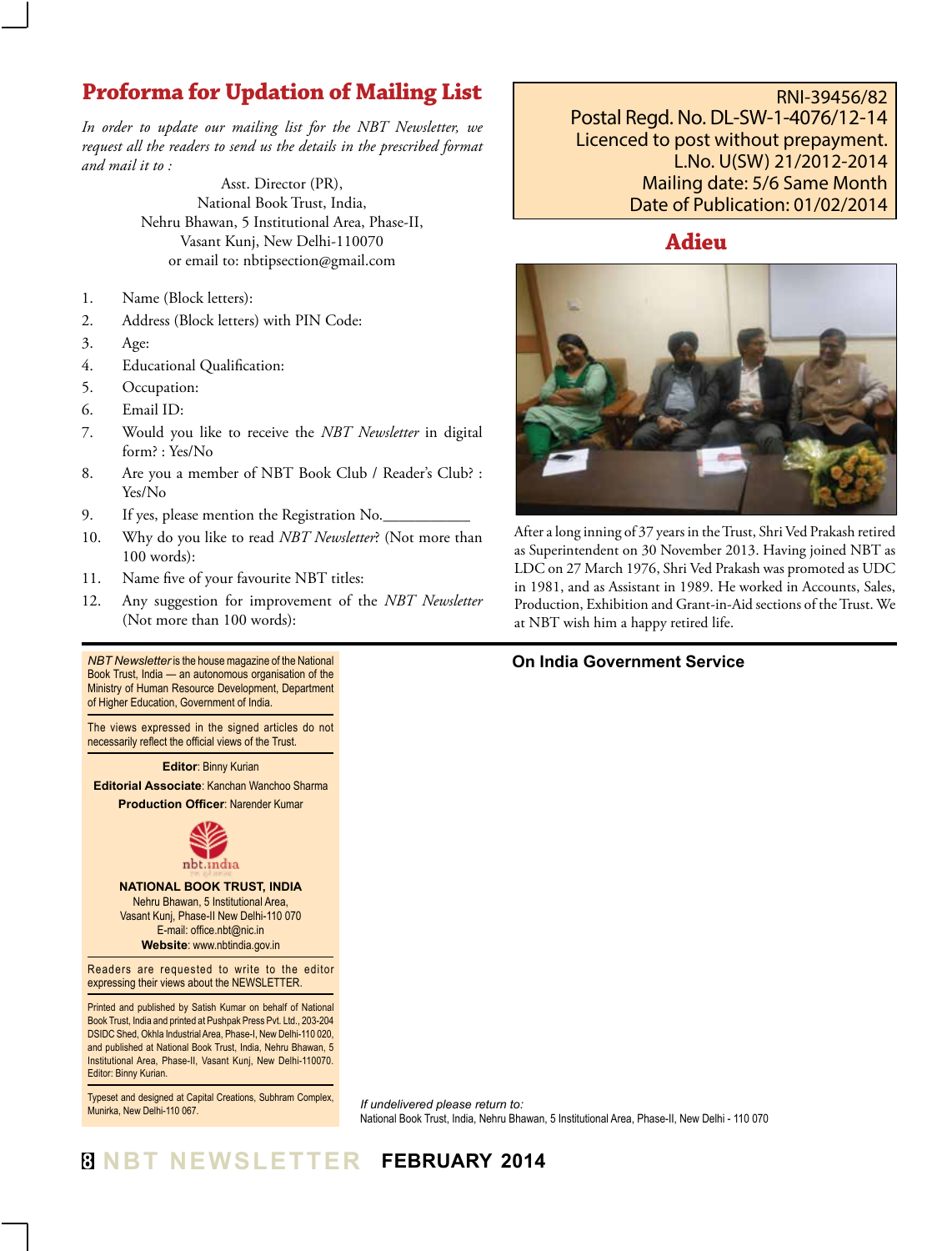## Proforma for Updation of Mailing List

*In order to update our mailing list for the NBT Newsletter, we request all the readers to send us the details in the prescribed format and mail it to :*

Asst. Director (PR),
National Book Trust, India,
Nehru Bhawan, 5 Institutional Area, Phase-II,
Vasant Kunj, New Delhi-110070
or email to: nbtipsection@gmail.com

1. Name (Block letters):
2. Address (Block letters) with PIN Code:
3. Age:
4. Educational Qualification:
5. Occupation:
6. Email ID:
7. Would you like to receive the *NBT Newsletter* in digital form? : Yes/No
8. Are you a member of NBT Book Club / Reader's Club? : Yes/No
9. If yes, please mention the Registration No.___________
10. Why do you like to read *NBT Newsletter*? (Not more than 100 words):
11. Name five of your favourite NBT titles:
12. Any suggestion for improvement of the *NBT Newsletter* (Not more than 100 words):

RNI-39456/82
Postal Regd. No. DL-SW-1-4076/12-14
Licenced to post without prepayment.
L.No. U(SW) 21/2012-2014
Mailing date: 5/6 Same Month
Date of Publication: 01/02/2014

## Adieu

After a long inning of 37 years in the Trust, Shri Ved Prakash retired as Superintendent on 30 November 2013. Having joined NBT as LDC on 27 March 1976, Shri Ved Prakash was promoted as UDC in 1981, and as Assistant in 1989. He worked in Accounts, Sales, Production, Exhibition and Grant-in-Aid sections of the Trust. We at NBT wish him a happy retired life.

*NBT Newsletter* is the house magazine of the National Book Trust, India — an autonomous organisation of the Ministry of Human Resource Development, Department of Higher Education, Government of India.

The views expressed in the signed articles do not necessarily reflect the official views of the Trust.

**Editor**: Binny Kurian
**Editorial Associate**: Kanchan Wanchoo Sharma
**Production Officer**: Narender Kumar

nbt.india

**NATIONAL BOOK TRUST, INDIA**
Nehru Bhawan, 5 Institutional Area,
Vasant Kunj, Phase-II New Delhi-110 070
E-mail: office.nbt@nic.in
**Website**: www.nbtindia.gov.in

Readers are requested to write to the editor expressing their views about the NEWSLETTER.

Printed and published by Satish Kumar on behalf of National Book Trust, India and printed at Pushpak Press Pvt. Ltd., 203-204 DSIDC Shed, Okhla Industrial Area, Phase-I, New Delhi-110 020, and published at National Book Trust, India, Nehru Bhawan, 5 Institutional Area, Phase-II, Vasant Kunj, New Delhi-110070. Editor: Binny Kurian.

Typeset and designed at Capital Creations, Subhram Complex, Munirka, New Delhi-110 067.

**On India Government Service**

*If undelivered please return to:*
National Book Trust, India, Nehru Bhawan, 5 Institutional Area, Phase-II, New Delhi - 110 070